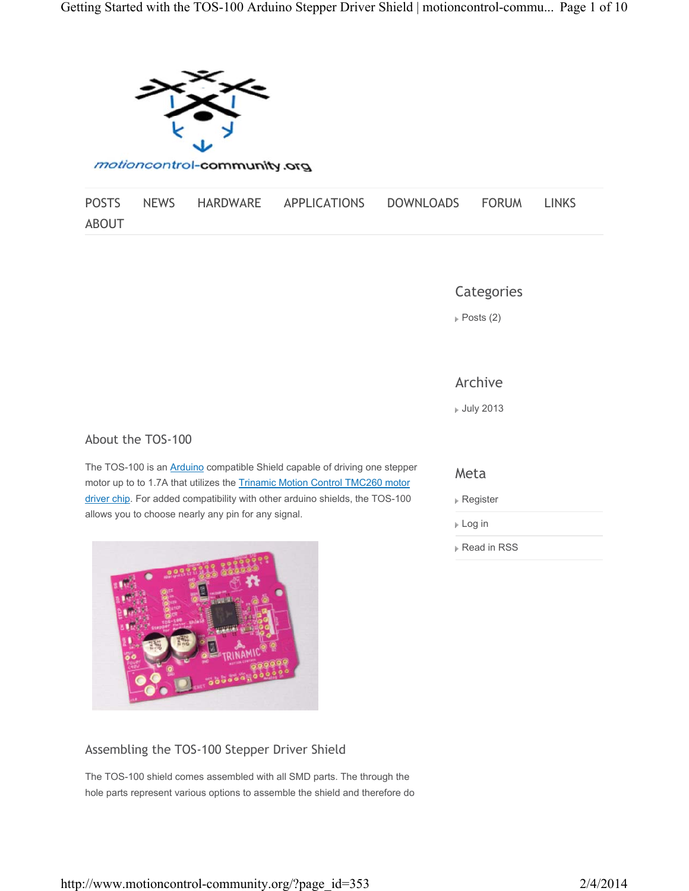POSTS NEWS HARDWARE APPLICATIONS DOWNLOADS FORUM LINKS ABOUT

## Categories

- Posts (2)

## Archive

- July 2013

## Meta

- Register
- Log in
- Read in RSS

## About the TOS-100

The TOS-100 is an Arduino compatible Shield capable of driving one stepper motor up to to 1.7A that utilizes the Trinamic Motion Control TMC260 motor driver chip. For added compatibility with other arduino shields, the TOS-100 allows you to choose nearly any pin for any signal.

## Assembling the TOS-100 Stepper Driver Shield

The TOS-100 shield comes assembled with all SMD parts. The through the hole parts represent various options to assemble the shield and therefore do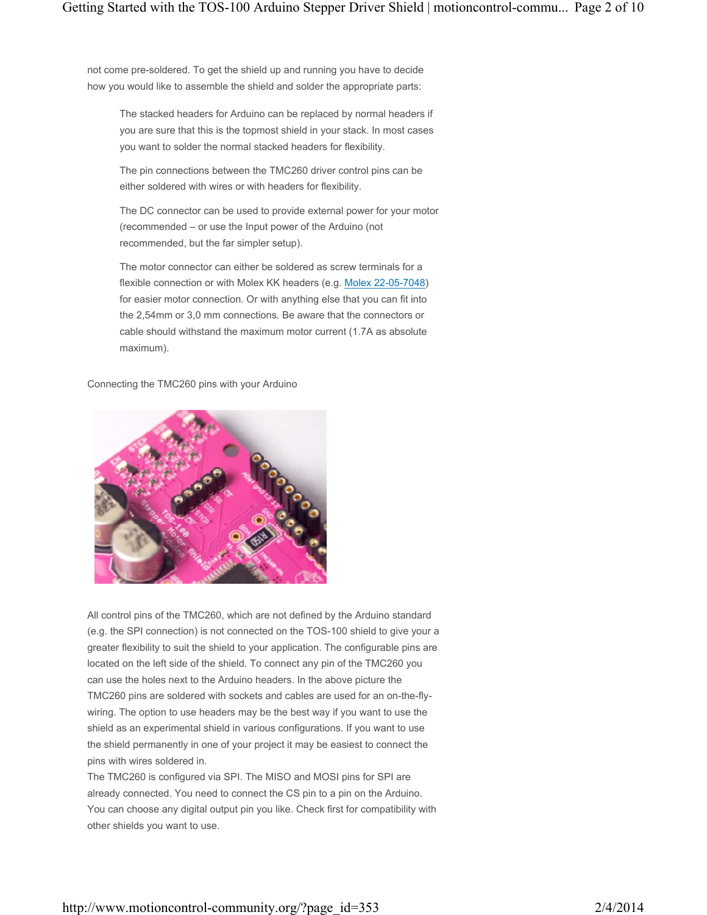not come pre-soldered. To get the shield up and running you have to decide how you would like to assemble the shield and solder the appropriate parts:

> The stacked headers for Arduino can be replaced by normal headers if you are sure that this is the topmost shield in your stack. In most cases you want to solder the normal stacked headers for flexibility.
>
> The pin connections between the TMC260 driver control pins can be either soldered with wires or with headers for flexibility.
>
> The DC connector can be used to provide external power for your motor (recommended – or use the Input power of the Arduino (not recommended, but the far simpler setup).
>
> The motor connector can either be soldered as screw terminals for a flexible connection or with Molex KK headers (e.g. [Molex 22-05-7048](Molex 22-05-7048)) for easier motor connection. Or with anything else that you can fit into the 2,54mm or 3,0 mm connections. Be aware that the connectors or cable should withstand the maximum motor current (1.7A as absolute maximum).

Connecting the TMC260 pins with your Arduino

All control pins of the TMC260, which are not defined by the Arduino standard (e.g. the SPI connection) is not connected on the TOS-100 shield to give your a greater flexibility to suit the shield to your application. The configurable pins are located on the left side of the shield. To connect any pin of the TMC260 you can use the holes next to the Arduino headers. In the above picture the TMC260 pins are soldered with sockets and cables are used for an on-the-fly-wiring. The option to use headers may be the best way if you want to use the shield as an experimental shield in various configurations. If you want to use the shield permanently in one of your project it may be easiest to connect the pins with wires soldered in.
The TMC260 is configured via SPI. The MISO and MOSI pins for SPI are already connected. You need to connect the CS pin to a pin on the Arduino. You can choose any digital output pin you like. Check first for compatibility with other shields you want to use.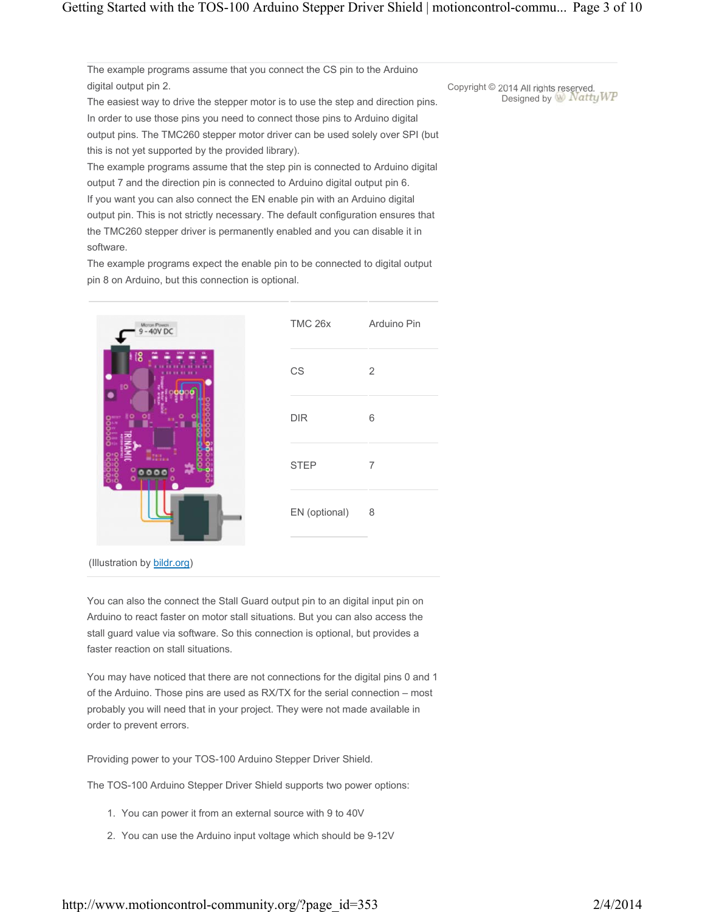The example programs assume that you connect the CS pin to the Arduino digital output pin 2.

The easiest way to drive the stepper motor is to use the step and direction pins. In order to use those pins you need to connect those pins to Arduino digital output pins. The TMC260 stepper motor driver can be used solely over SPI (but this is not yet supported by the provided library).

The example programs assume that the step pin is connected to Arduino digital output 7 and the direction pin is connected to Arduino digital output pin 6.

If you want you can also connect the EN enable pin with an Arduino digital output pin. This is not strictly necessary. The default configuration ensures that the TMC260 stepper driver is permanently enabled and you can disable it in software.

The example programs expect the enable pin to be connected to digital output pin 8 on Arduino, but this connection is optional.

| TMC 26x | Arduino Pin |
|---|---|
| CS | 2 |
| DIR | 6 |
| STEP | 7 |
| EN (optional) | 8 |

(Illustration by bildr.org)

You can also the connect the Stall Guard output pin to an digital input pin on Arduino to react faster on motor stall situations. But you can also access the stall guard value via software. So this connection is optional, but provides a faster reaction on stall situations.

You may have noticed that there are not connections for the digital pins 0 and 1 of the Arduino. Those pins are used as RX/TX for the serial connection – most probably you will need that in your project. They were not made available in order to prevent errors.

Providing power to your TOS-100 Arduino Stepper Driver Shield.

The TOS-100 Arduino Stepper Driver Shield supports two power options:

1. You can power it from an external source with 9 to 40V
2. You can use the Arduino input voltage which should be 9-12V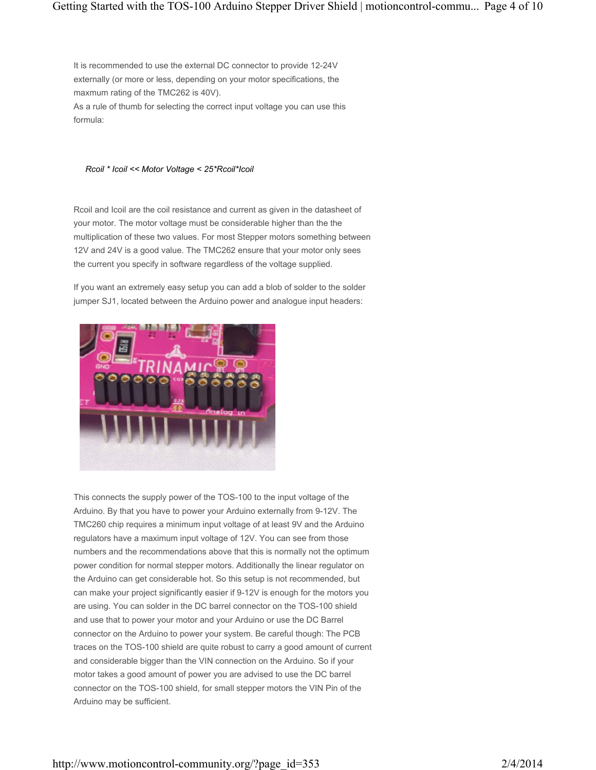It is recommended to use the external DC connector to provide 12-24V externally (or more or less, depending on your motor specifications, the maxmum rating of the TMC262 is 40V).
As a rule of thumb for selecting the correct input voltage you can use this formula:

*Rcoil * Icoil << Motor Voltage < 25*Rcoil*Icoil*

Rcoil and Icoil are the coil resistance and current as given in the datasheet of your motor. The motor voltage must be considerable higher than the the multiplication of these two values. For most Stepper motors something between 12V and 24V is a good value. The TMC262 ensure that your motor only sees the current you specify in software regardless of the voltage supplied.

If you want an extremely easy setup you can add a blob of solder to the solder jumper SJ1, located between the Arduino power and analogue input headers:

This connects the supply power of the TOS-100 to the input voltage of the Arduino. By that you have to power your Arduino externally from 9-12V. The TMC260 chip requires a minimum input voltage of at least 9V and the Arduino regulators have a maximum input voltage of 12V. You can see from those numbers and the recommendations above that this is normally not the optimum power condition for normal stepper motors. Additionally the linear regulator on the Arduino can get considerable hot. So this setup is not recommended, but can make your project significantly easier if 9-12V is enough for the motors you are using. You can solder in the DC barrel connector on the TOS-100 shield and use that to power your motor and your Arduino or use the DC Barrel connector on the Arduino to power your system. Be careful though: The PCB traces on the TOS-100 shield are quite robust to carry a good amount of current and considerable bigger than the VIN connection on the Arduino. So if your motor takes a good amount of power you are advised to use the DC barrel connector on the TOS-100 shield, for small stepper motors the VIN Pin of the Arduino may be sufficient.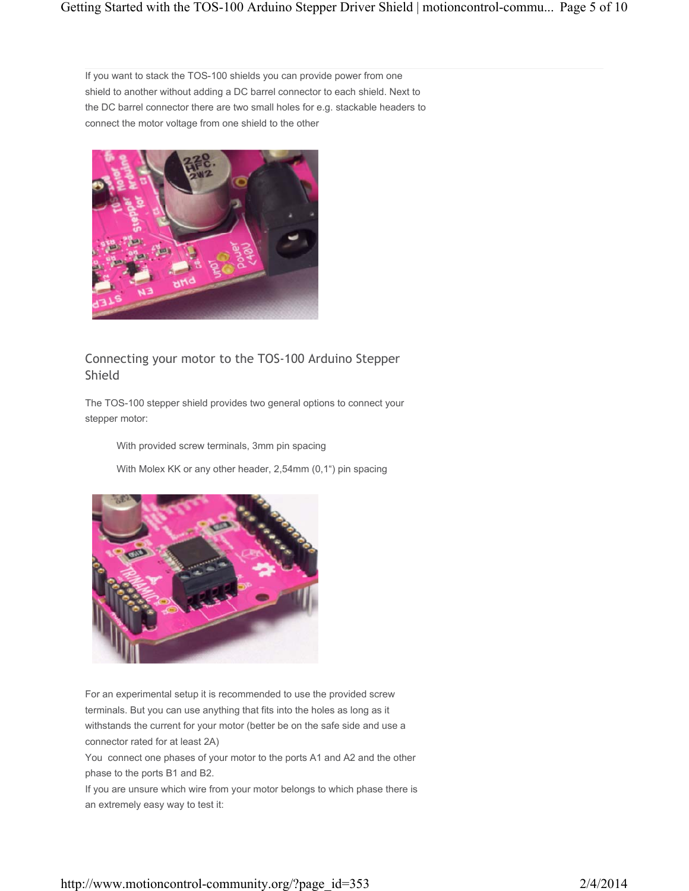If you want to stack the TOS-100 shields you can provide power from one shield to another without adding a DC barrel connector to each shield. Next to the DC barrel connector there are two small holes for e.g. stackable headers to connect the motor voltage from one shield to the other

## Connecting your motor to the TOS-100 Arduino Stepper Shield

The TOS-100 stepper shield provides two general options to connect your stepper motor:

With provided screw terminals, 3mm pin spacing

With Molex KK or any other header, 2,54mm (0,1") pin spacing

For an experimental setup it is recommended to use the provided screw terminals. But you can use anything that fits into the holes as long as it withstands the current for your motor (better be on the safe side and use a connector rated for at least 2A)
You connect one phases of your motor to the ports A1 and A2 and the other phase to the ports B1 and B2.
If you are unsure which wire from your motor belongs to which phase there is an extremely easy way to test it: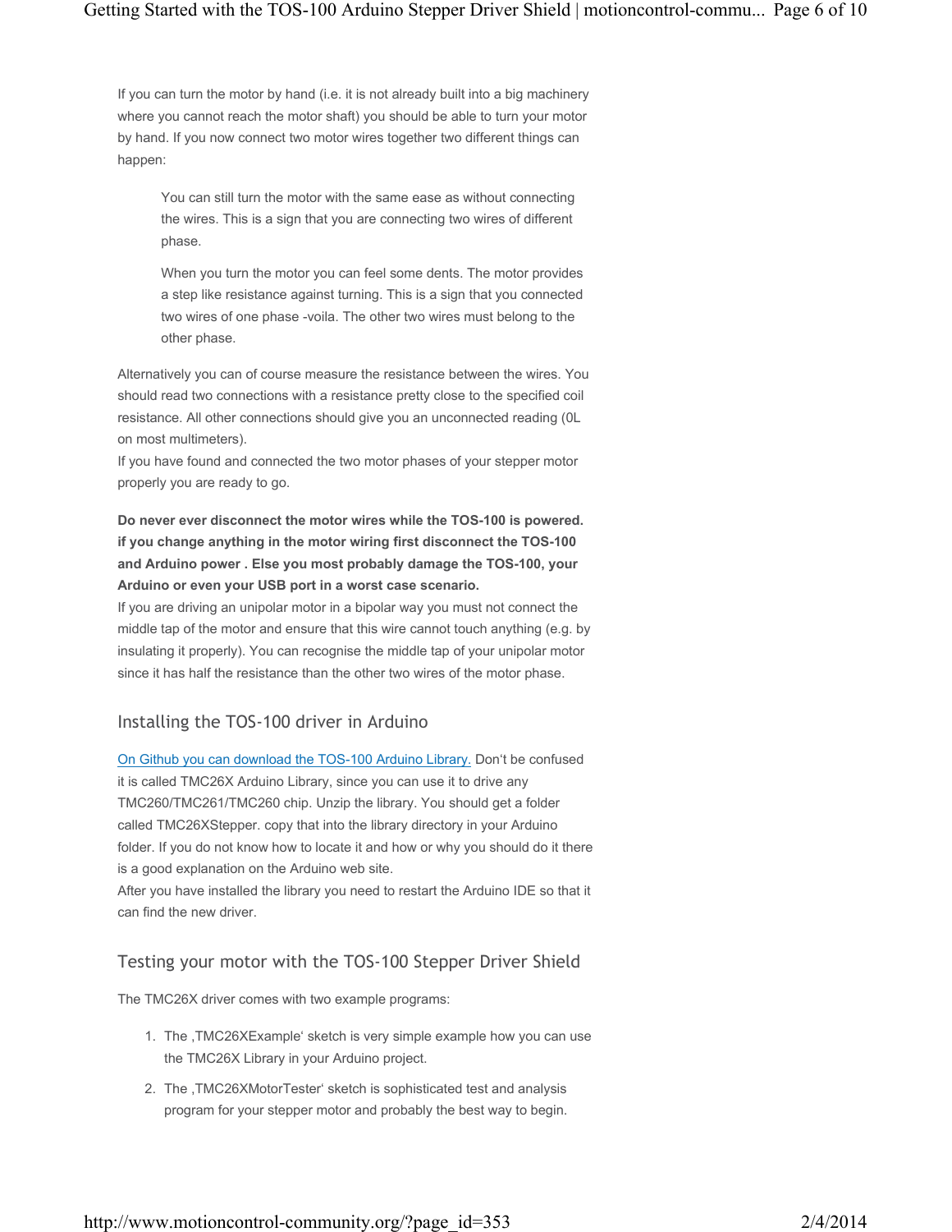If you can turn the motor by hand (i.e. it is not already built into a big machinery where you cannot reach the motor shaft) you should be able to turn your motor by hand. If you now connect two motor wires together two different things can happen:

> You can still turn the motor with the same ease as without connecting the wires. This is a sign that you are connecting two wires of different phase.
>
> When you turn the motor you can feel some dents. The motor provides a step like resistance against turning. This is a sign that you connected two wires of one phase -voila. The other two wires must belong to the other phase.

Alternatively you can of course measure the resistance between the wires. You should read two connections with a resistance pretty close to the specified coil resistance. All other connections should give you an unconnected reading (0L on most multimeters).
If you have found and connected the two motor phases of your stepper motor properly you are ready to go.

**Do never ever disconnect the motor wires while the TOS-100 is powered. if you change anything in the motor wiring first disconnect the TOS-100 and Arduino power . Else you most probably damage the TOS-100, your Arduino or even your USB port in a worst case scenario.**
If you are driving an unipolar motor in a bipolar way you must not connect the middle tap of the motor and ensure that this wire cannot touch anything (e.g. by insulating it properly). You can recognise the middle tap of your unipolar motor since it has half the resistance than the other two wires of the motor phase.

## Installing the TOS-100 driver in Arduino

[On Github you can download the TOS-100 Arduino Library.](#) Don‘t be confused it is called TMC26X Arduino Library, since you can use it to drive any TMC260/TMC261/TMC260 chip. Unzip the library. You should get a folder called TMC26XStepper. copy that into the library directory in your Arduino folder. If you do not know how to locate it and how or why you should do it there is a good explanation on the Arduino web site.
After you have installed the library you need to restart the Arduino IDE so that it can find the new driver.

## Testing your motor with the TOS-100 Stepper Driver Shield

The TMC26X driver comes with two example programs:

1. The ‚TMC26XExample‘ sketch is very simple example how you can use the TMC26X Library in your Arduino project.
2. The ‚TMC26XMotorTester‘ sketch is sophisticated test and analysis program for your stepper motor and probably the best way to begin.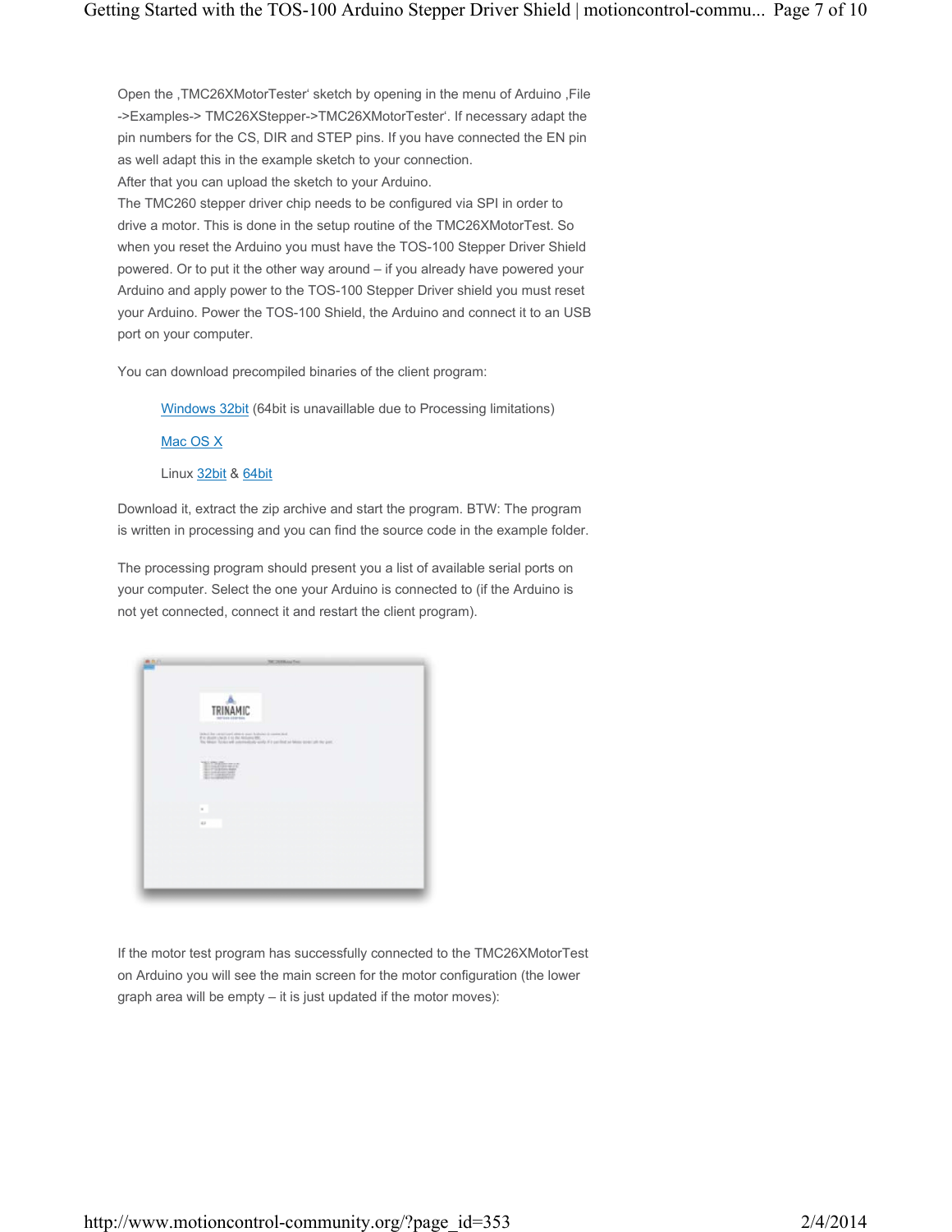Open the ‚TMC26XMotorTester' sketch by opening in the menu of Arduino ‚File ->Examples-> TMC26XStepper->TMC26XMotorTester'. If necessary adapt the pin numbers for the CS, DIR and STEP pins. If you have connected the EN pin as well adapt this in the example sketch to your connection.
After that you can upload the sketch to your Arduino.
The TMC260 stepper driver chip needs to be configured via SPI in order to drive a motor. This is done in the setup routine of the TMC26XMotorTest. So when you reset the Arduino you must have the TOS-100 Stepper Driver Shield powered. Or to put it the other way around – if you already have powered your Arduino and apply power to the TOS-100 Stepper Driver shield you must reset your Arduino. Power the TOS-100 Shield, the Arduino and connect it to an USB port on your computer.

You can download precompiled binaries of the client program:

- Windows 32bit (64bit is unavaillable due to Processing limitations)
- Mac OS X
- Linux 32bit & 64bit

Download it, extract the zip archive and start the program. BTW: The program is written in processing and you can find the source code in the example folder.

The processing program should present you a list of available serial ports on your computer. Select the one your Arduino is connected to (if the Arduino is not yet connected, connect it and restart the client program).

If the motor test program has successfully connected to the TMC26XMotorTest on Arduino you will see the main screen for the motor configuration (the lower graph area will be empty – it is just updated if the motor moves):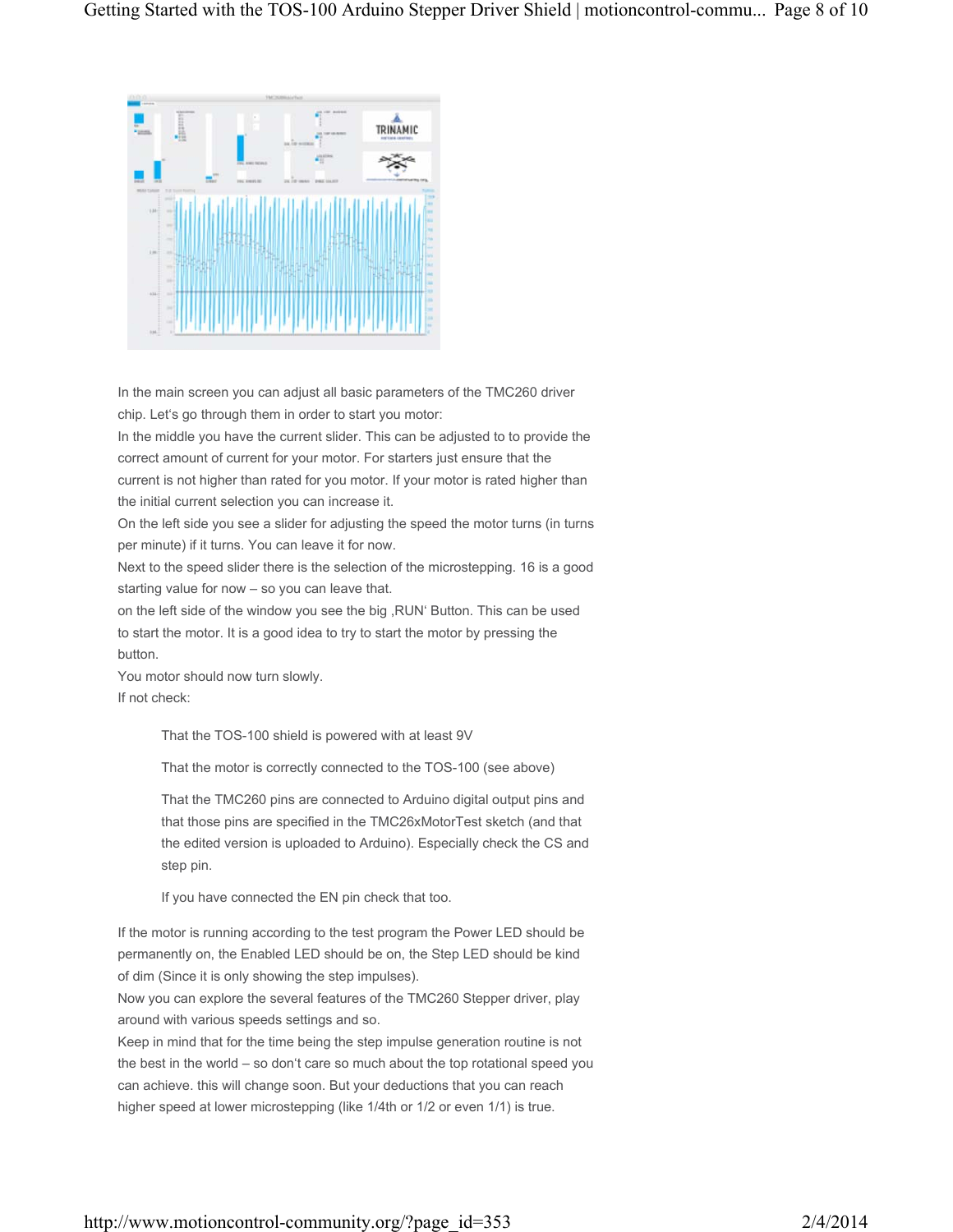In the main screen you can adjust all basic parameters of the TMC260 driver chip. Let's go through them in order to start you motor:

In the middle you have the current slider. This can be adjusted to to provide the correct amount of current for your motor. For starters just ensure that the current is not higher than rated for you motor. If your motor is rated higher than the initial current selection you can increase it.

On the left side you see a slider for adjusting the speed the motor turns (in turns per minute) if it turns. You can leave it for now.

Next to the speed slider there is the selection of the microstepping. 16 is a good starting value for now – so you can leave that.

on the left side of the window you see the big ‚RUN' Button. This can be used to start the motor. It is a good idea to try to start the motor by pressing the button.

You motor should now turn slowly.

If not check:

> That the TOS-100 shield is powered with at least 9V
>
> That the motor is correctly connected to the TOS-100 (see above)
>
> That the TMC260 pins are connected to Arduino digital output pins and that those pins are specified in the TMC26xMotorTest sketch (and that the edited version is uploaded to Arduino). Especially check the CS and step pin.
>
> If you have connected the EN pin check that too.

If the motor is running according to the test program the Power LED should be permanently on, the Enabled LED should be on, the Step LED should be kind of dim (Since it is only showing the step impulses).

Now you can explore the several features of the TMC260 Stepper driver, play around with various speeds settings and so.

Keep in mind that for the time being the step impulse generation routine is not the best in the world – so don't care so much about the top rotational speed you can achieve. this will change soon. But your deductions that you can reach higher speed at lower microstepping (like 1/4th or 1/2 or even 1/1) is true.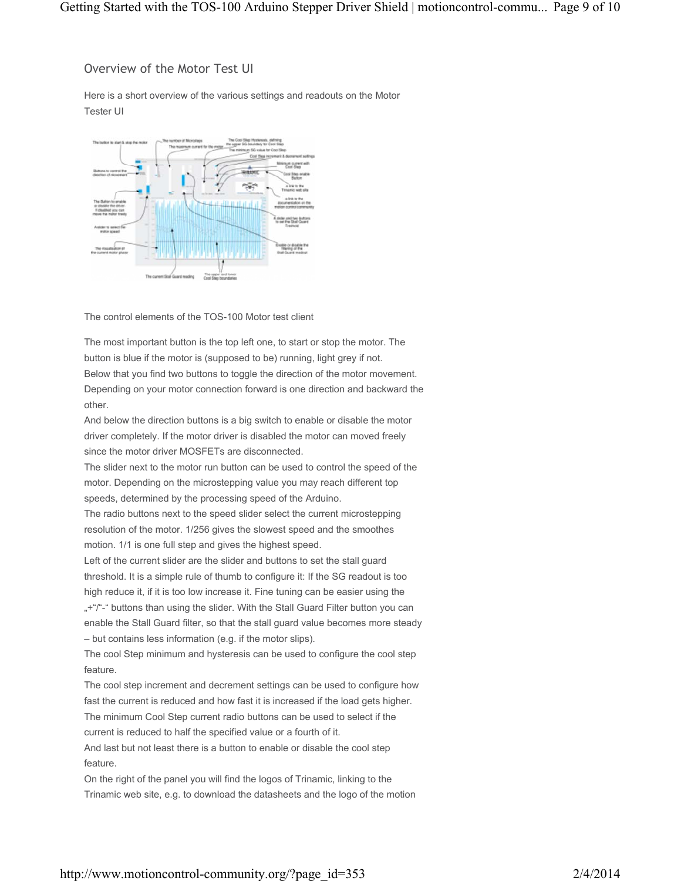## Overview of the Motor Test UI

Here is a short overview of the various settings and readouts on the Motor Tester UI

The control elements of the TOS-100 Motor test client

The most important button is the top left one, to start or stop the motor. The button is blue if the motor is (supposed to be) running, light grey if not. Below that you find two buttons to toggle the direction of the motor movement. Depending on your motor connection forward is one direction and backward the other.
And below the direction buttons is a big switch to enable or disable the motor driver completely. If the motor driver is disabled the motor can moved freely since the motor driver MOSFETs are disconnected.
The slider next to the motor run button can be used to control the speed of the motor. Depending on the microstepping value you may reach different top speeds, determined by the processing speed of the Arduino.
The radio buttons next to the speed slider select the current microstepping resolution of the motor. 1/256 gives the slowest speed and the smoothes motion. 1/1 is one full step and gives the highest speed.
Left of the current slider are the slider and buttons to set the stall guard threshold. It is a simple rule of thumb to configure it: If the SG readout is too high reduce it, if it is too low increase it. Fine tuning can be easier using the „+"/"-" buttons than using the slider. With the Stall Guard Filter button you can enable the Stall Guard filter, so that the stall guard value becomes more steady – but contains less information (e.g. if the motor slips).
The cool Step minimum and hysteresis can be used to configure the cool step feature.
The cool step increment and decrement settings can be used to configure how fast the current is reduced and how fast it is increased if the load gets higher.
The minimum Cool Step current radio buttons can be used to select if the current is reduced to half the specified value or a fourth of it.
And last but not least there is a button to enable or disable the cool step feature.
On the right of the panel you will find the logos of Trinamic, linking to the Trinamic web site, e.g. to download the datasheets and the logo of the motion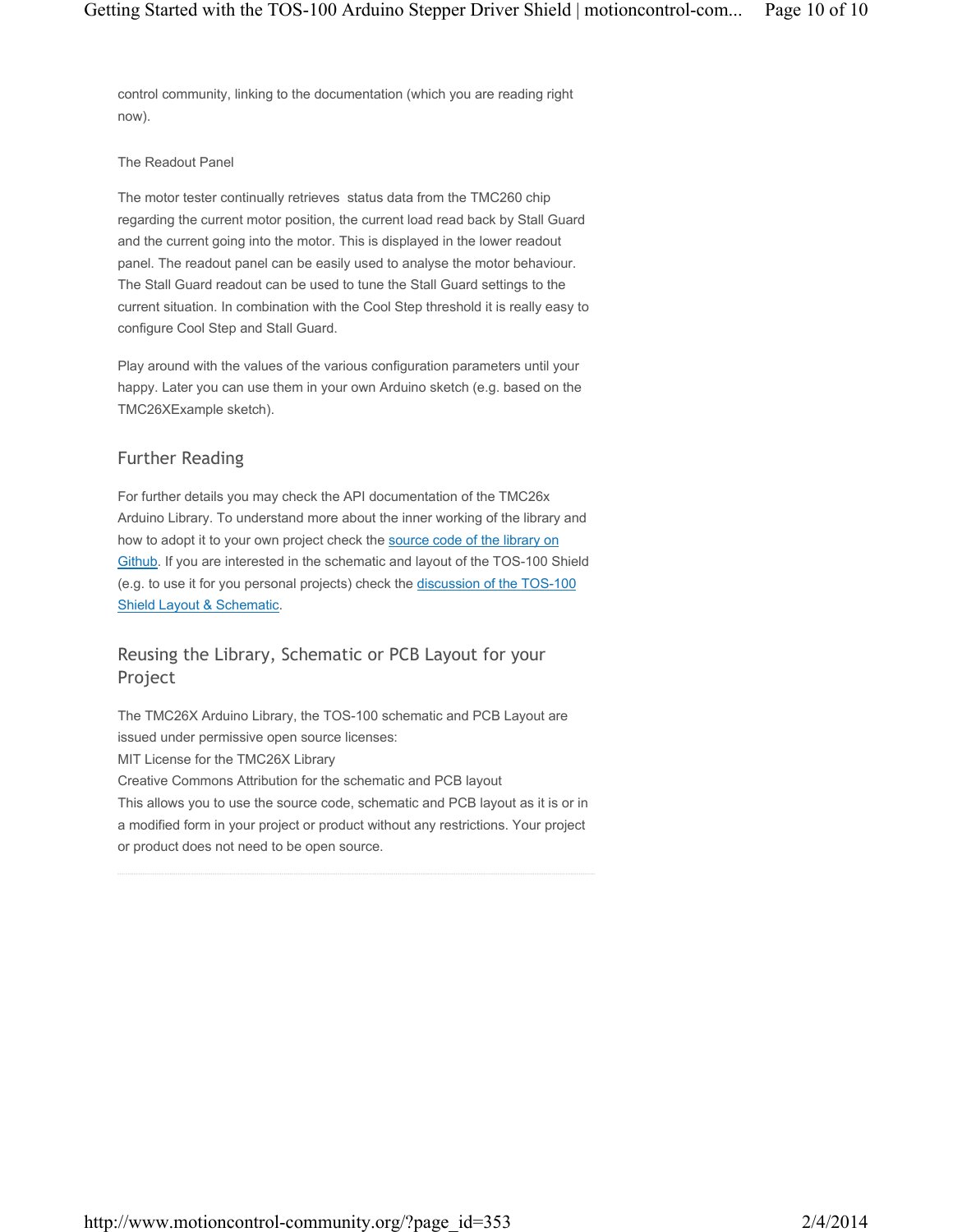control community, linking to the documentation (which you are reading right now).

The Readout Panel

The motor tester continually retrieves  status data from the TMC260 chip regarding the current motor position, the current load read back by Stall Guard and the current going into the motor. This is displayed in the lower readout panel. The readout panel can be easily used to analyse the motor behaviour. The Stall Guard readout can be used to tune the Stall Guard settings to the current situation. In combination with the Cool Step threshold it is really easy to configure Cool Step and Stall Guard.

Play around with the values of the various configuration parameters until your happy. Later you can use them in your own Arduino sketch (e.g. based on the TMC26XExample sketch).

## Further Reading

For further details you may check the API documentation of the TMC26x Arduino Library. To understand more about the inner working of the library and how to adopt it to your own project check the source code of the library on Github. If you are interested in the schematic and layout of the TOS-100 Shield (e.g. to use it for you personal projects) check the discussion of the TOS-100 Shield Layout & Schematic.

## Reusing the Library, Schematic or PCB Layout for your Project

The TMC26X Arduino Library, the TOS-100 schematic and PCB Layout are issued under permissive open source licenses:
MIT License for the TMC26X Library
Creative Commons Attribution for the schematic and PCB layout
This allows you to use the source code, schematic and PCB layout as it is or in a modified form in your project or product without any restrictions. Your project or product does not need to be open source.